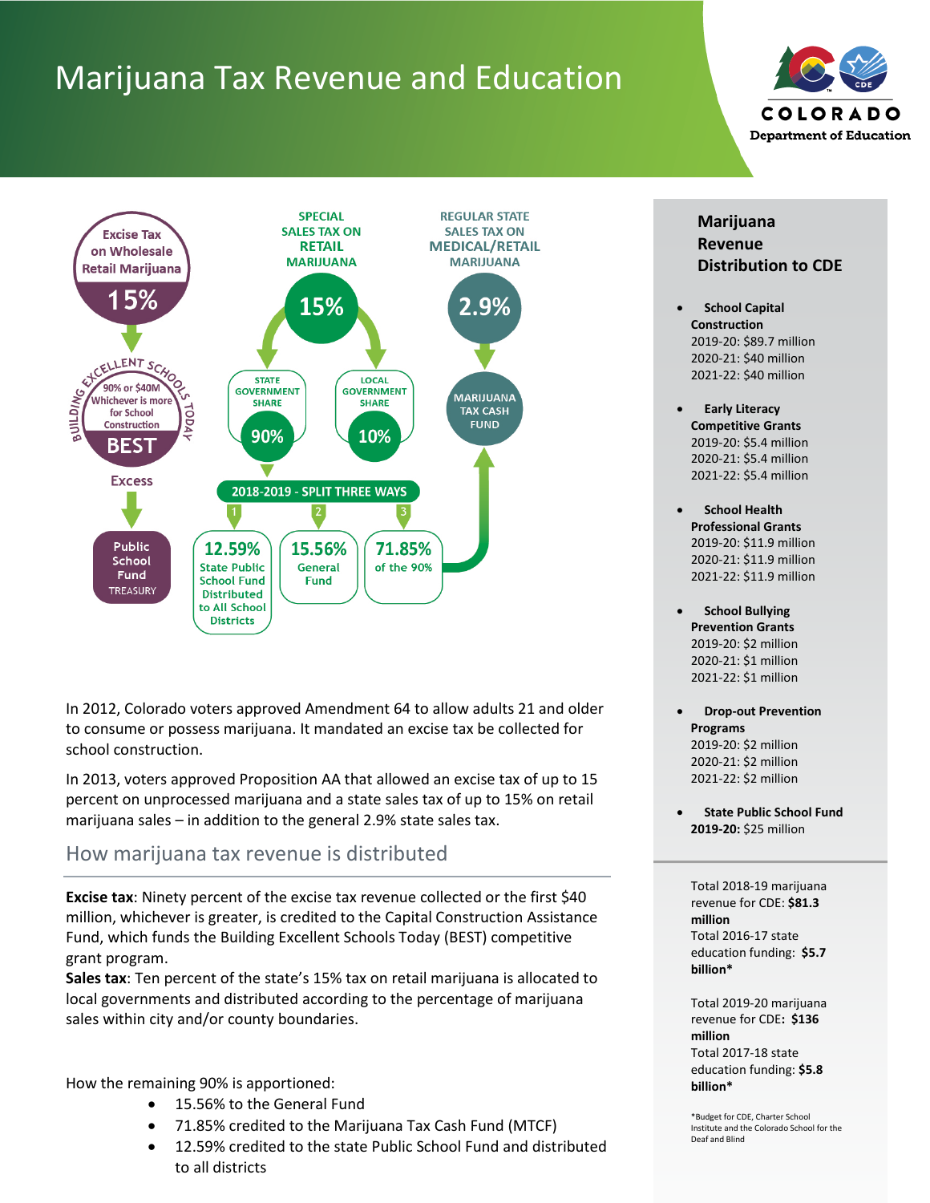# Marijuana Tax Revenue and Education

COLORADO Department of Education

Excise Tax on Wholesale Retail Marijuana **15%**

BUILDING EXCELLENT SCHOOLS TODAY — 90% or $40M Whichever is more for School Construction — **BEST**

Excess

Public School Fund TREASURY

SPECIAL SALES TAX ON **RETAIL** MARIJUANA **15%**

STATE GOVERNMENT SHARE **90%**

LOCAL GOVERNMENT SHARE **10%**

REGULAR STATE SALES TAX ON **MEDICAL/RETAIL** MARIJUANA **2.9%**

MARIJUANA TAX CASH FUND

**2018-2019 - SPLIT THREE WAYS**

1. **12.59%** State Public School Fund Distributed to All School Districts
2. **15.56%** General Fund
3. **71.85%** of the 90%

In 2012, Colorado voters approved Amendment 64 to allow adults 21 and older to consume or possess marijuana. It mandated an excise tax be collected for school construction.

In 2013, voters approved Proposition AA that allowed an excise tax of up to 15 percent on unprocessed marijuana and a state sales tax of up to 15% on retail marijuana sales – in addition to the general 2.9% state sales tax.

## How marijuana tax revenue is distributed

**Excise tax**: Ninety percent of the excise tax revenue collected or the first $40 million, whichever is greater, is credited to the Capital Construction Assistance Fund, which funds the Building Excellent Schools Today (BEST) competitive grant program.

**Sales tax**: Ten percent of the state's 15% tax on retail marijuana is allocated to local governments and distributed according to the percentage of marijuana sales within city and/or county boundaries.

How the remaining 90% is apportioned:

- 15.56% to the General Fund
- 71.85% credited to the Marijuana Tax Cash Fund (MTCF)
- 12.59% credited to the state Public School Fund and distributed to all districts

## Marijuana Revenue Distribution to CDE

- **School Capital Construction**
  2019-20: $89.7 million
  2020-21: $40 million
  2021-22: $40 million
- **Early Literacy Competitive Grants**
  2019-20: $5.4 million
  2020-21: $5.4 million
  2021-22: $5.4 million
- **School Health Professional Grants**
  2019-20: $11.9 million
  2020-21: $11.9 million
  2021-22: $11.9 million
- **School Bullying Prevention Grants**
  2019-20: $2 million
  2020-21: $1 million
  2021-22: $1 million
- **Drop-out Prevention Programs**
  2019-20: $2 million
  2020-21: $2 million
  2021-22: $2 million
- **State Public School Fund**
  **2019-20:** $25 million

Total 2018-19 marijuana revenue for CDE: **$81.3 million**
Total 2016-17 state education funding: **$5.7 billion***

Total 2019-20 marijuana revenue for CDE: **$136 million**
Total 2017-18 state education funding: **$5.8 billion***

*Budget for CDE, Charter School Institute and the Colorado School for the Deaf and Blind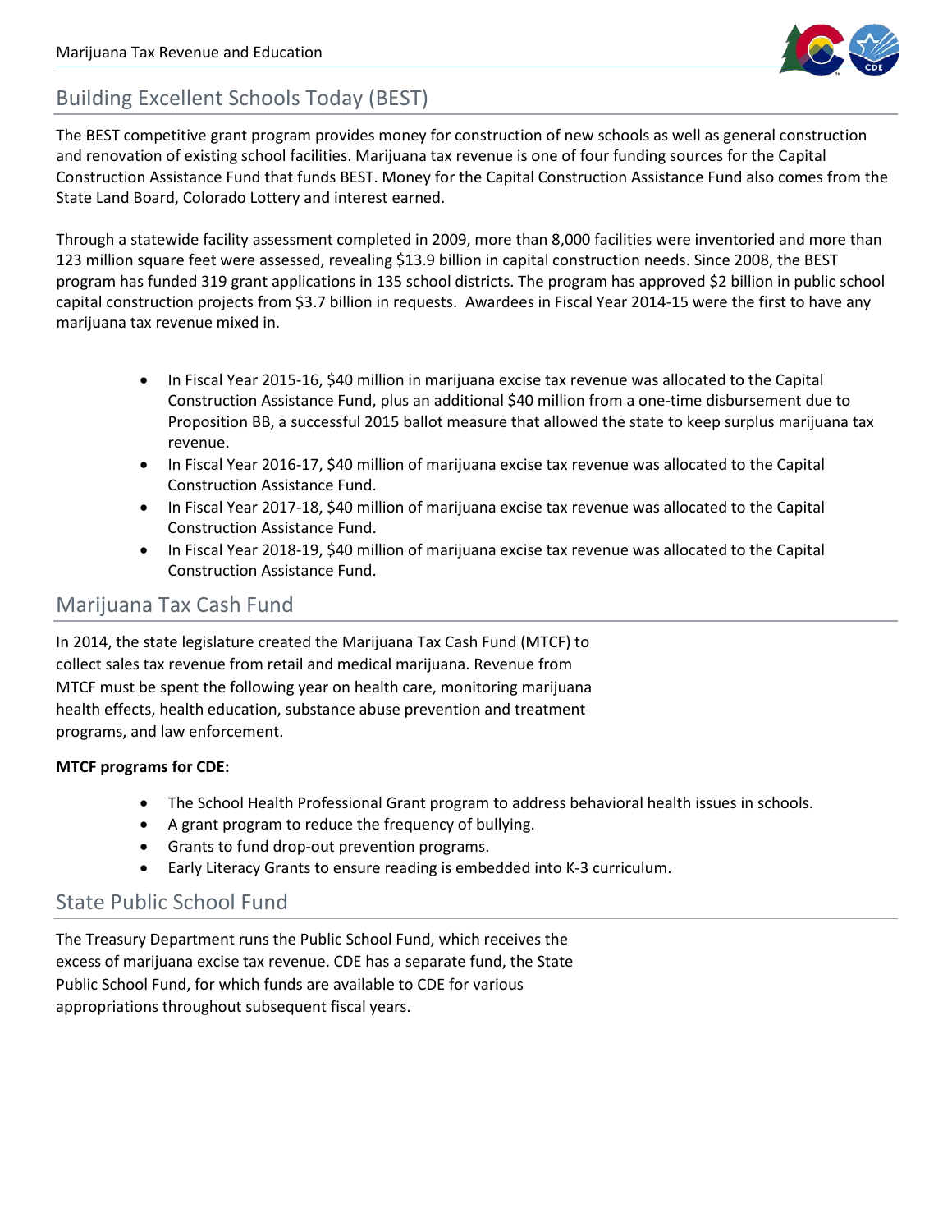## Building Excellent Schools Today (BEST)

The BEST competitive grant program provides money for construction of new schools as well as general construction and renovation of existing school facilities. Marijuana tax revenue is one of four funding sources for the Capital Construction Assistance Fund that funds BEST. Money for the Capital Construction Assistance Fund also comes from the State Land Board, Colorado Lottery and interest earned.

Through a statewide facility assessment completed in 2009, more than 8,000 facilities were inventoried and more than 123 million square feet were assessed, revealing $13.9 billion in capital construction needs. Since 2008, the BEST program has funded 319 grant applications in 135 school districts. The program has approved $2 billion in public school capital construction projects from $3.7 billion in requests. Awardees in Fiscal Year 2014-15 were the first to have any marijuana tax revenue mixed in.

- In Fiscal Year 2015-16, $40 million in marijuana excise tax revenue was allocated to the Capital Construction Assistance Fund, plus an additional $40 million from a one-time disbursement due to Proposition BB, a successful 2015 ballot measure that allowed the state to keep surplus marijuana tax revenue.
- In Fiscal Year 2016-17, $40 million of marijuana excise tax revenue was allocated to the Capital Construction Assistance Fund.
- In Fiscal Year 2017-18, $40 million of marijuana excise tax revenue was allocated to the Capital Construction Assistance Fund.
- In Fiscal Year 2018-19, $40 million of marijuana excise tax revenue was allocated to the Capital Construction Assistance Fund.

## Marijuana Tax Cash Fund

In 2014, the state legislature created the Marijuana Tax Cash Fund (MTCF) to collect sales tax revenue from retail and medical marijuana. Revenue from MTCF must be spent the following year on health care, monitoring marijuana health effects, health education, substance abuse prevention and treatment programs, and law enforcement.

**MTCF programs for CDE:**

- The School Health Professional Grant program to address behavioral health issues in schools.
- A grant program to reduce the frequency of bullying.
- Grants to fund drop-out prevention programs.
- Early Literacy Grants to ensure reading is embedded into K-3 curriculum.

## State Public School Fund

The Treasury Department runs the Public School Fund, which receives the excess of marijuana excise tax revenue. CDE has a separate fund, the State Public School Fund, for which funds are available to CDE for various appropriations throughout subsequent fiscal years.